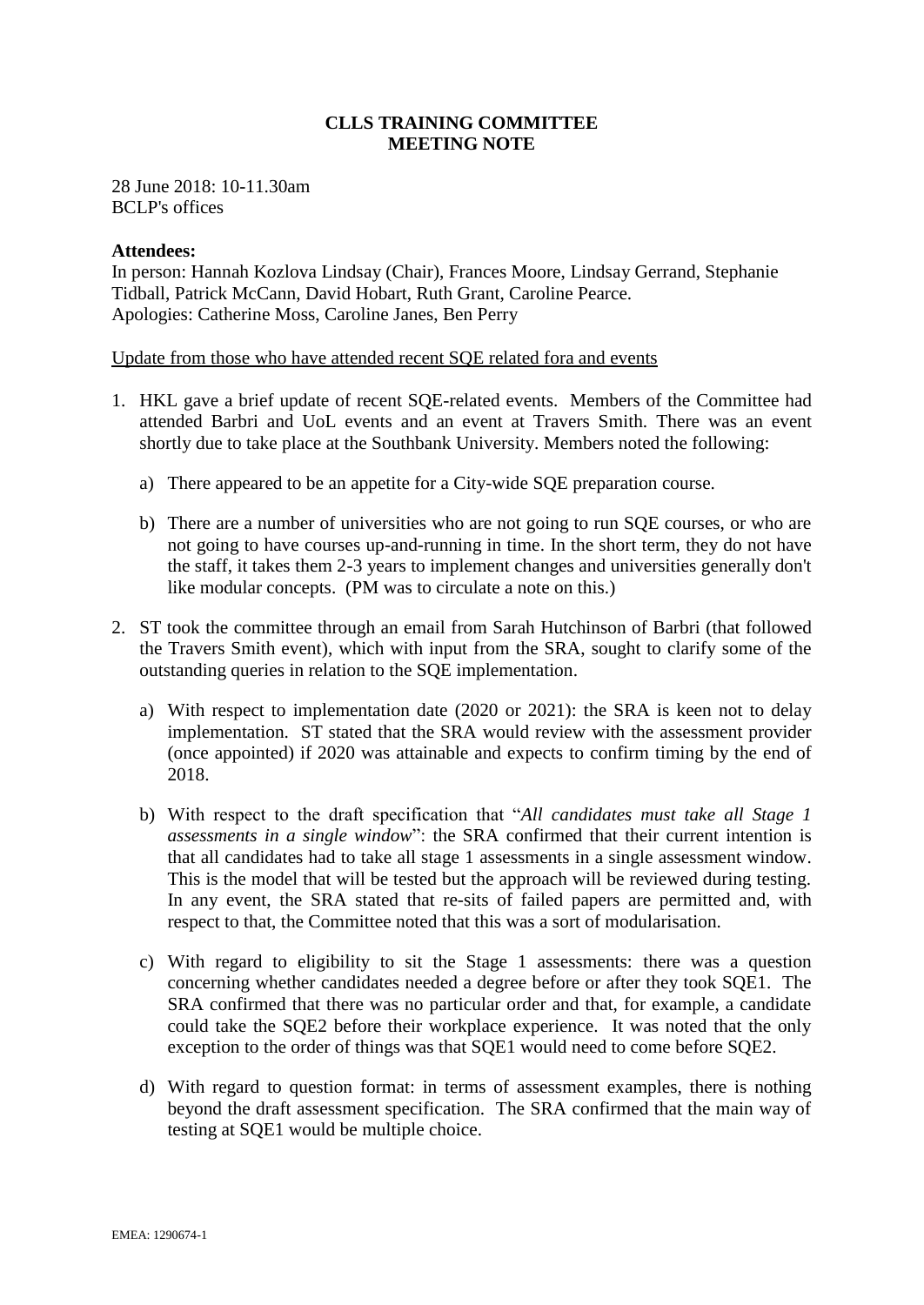**CLLS TRAINING COMMITTEE**
**MEETING NOTE**

28 June 2018: 10-11.30am
BCLP's offices

**Attendees:**
In person: Hannah Kozlova Lindsay (Chair), Frances Moore, Lindsay Gerrand, Stephanie Tidball, Patrick McCann, David Hobart, Ruth Grant, Caroline Pearce.
Apologies: Catherine Moss, Caroline Janes, Ben Perry

Update from those who have attended recent SQE related fora and events

1. HKL gave a brief update of recent SQE-related events. Members of the Committee had attended Barbri and UoL events and an event at Travers Smith. There was an event shortly due to take place at the Southbank University. Members noted the following:

   a) There appeared to be an appetite for a City-wide SQE preparation course.

   b) There are a number of universities who are not going to run SQE courses, or who are not going to have courses up-and-running in time. In the short term, they do not have the staff, it takes them 2-3 years to implement changes and universities generally don't like modular concepts. (PM was to circulate a note on this.)

2. ST took the committee through an email from Sarah Hutchinson of Barbri (that followed the Travers Smith event), which with input from the SRA, sought to clarify some of the outstanding queries in relation to the SQE implementation.

   a) With respect to implementation date (2020 or 2021): the SRA is keen not to delay implementation. ST stated that the SRA would review with the assessment provider (once appointed) if 2020 was attainable and expects to confirm timing by the end of 2018.

   b) With respect to the draft specification that "*All candidates must take all Stage 1 assessments in a single window*": the SRA confirmed that their current intention is that all candidates had to take all stage 1 assessments in a single assessment window. This is the model that will be tested but the approach will be reviewed during testing. In any event, the SRA stated that re-sits of failed papers are permitted and, with respect to that, the Committee noted that this was a sort of modularisation.

   c) With regard to eligibility to sit the Stage 1 assessments: there was a question concerning whether candidates needed a degree before or after they took SQE1. The SRA confirmed that there was no particular order and that, for example, a candidate could take the SQE2 before their workplace experience. It was noted that the only exception to the order of things was that SQE1 would need to come before SQE2.

   d) With regard to question format: in terms of assessment examples, there is nothing beyond the draft assessment specification. The SRA confirmed that the main way of testing at SQE1 would be multiple choice.

EMEA: 1290674-1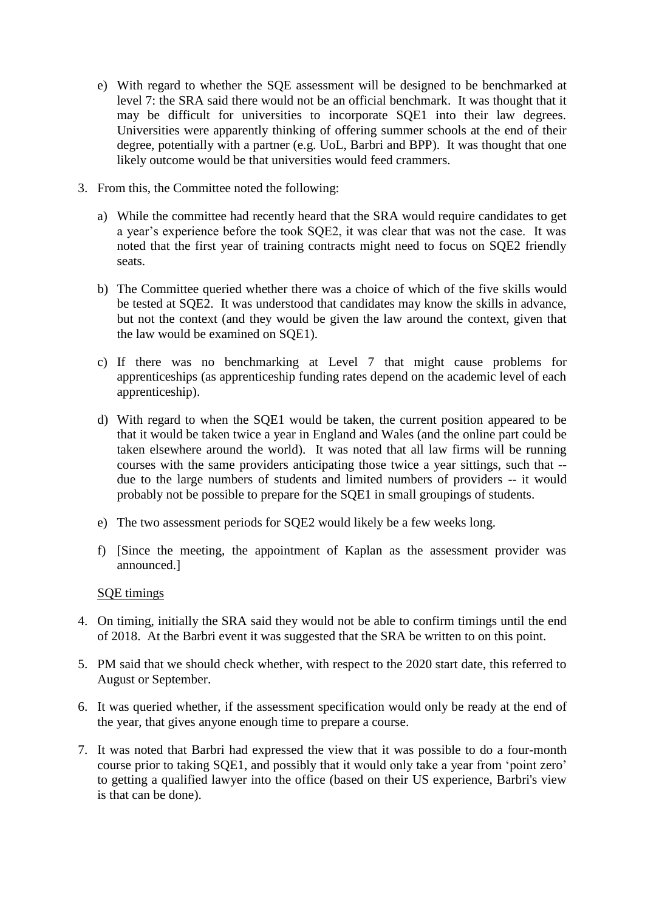e) With regard to whether the SQE assessment will be designed to be benchmarked at level 7: the SRA said there would not be an official benchmark. It was thought that it may be difficult for universities to incorporate SQE1 into their law degrees. Universities were apparently thinking of offering summer schools at the end of their degree, potentially with a partner (e.g. UoL, Barbri and BPP). It was thought that one likely outcome would be that universities would feed crammers.

3. From this, the Committee noted the following:

   a) While the committee had recently heard that the SRA would require candidates to get a year's experience before the took SQE2, it was clear that was not the case. It was noted that the first year of training contracts might need to focus on SQE2 friendly seats.

   b) The Committee queried whether there was a choice of which of the five skills would be tested at SQE2. It was understood that candidates may know the skills in advance, but not the context (and they would be given the law around the context, given that the law would be examined on SQE1).

   c) If there was no benchmarking at Level 7 that might cause problems for apprenticeships (as apprenticeship funding rates depend on the academic level of each apprenticeship).

   d) With regard to when the SQE1 would be taken, the current position appeared to be that it would be taken twice a year in England and Wales (and the online part could be taken elsewhere around the world). It was noted that all law firms will be running courses with the same providers anticipating those twice a year sittings, such that -- due to the large numbers of students and limited numbers of providers -- it would probably not be possible to prepare for the SQE1 in small groupings of students.

   e) The two assessment periods for SQE2 would likely be a few weeks long.

   f) [Since the meeting, the appointment of Kaplan as the assessment provider was announced.]

<u>SQE timings</u>

4. On timing, initially the SRA said they would not be able to confirm timings until the end of 2018. At the Barbri event it was suggested that the SRA be written to on this point.

5. PM said that we should check whether, with respect to the 2020 start date, this referred to August or September.

6. It was queried whether, if the assessment specification would only be ready at the end of the year, that gives anyone enough time to prepare a course.

7. It was noted that Barbri had expressed the view that it was possible to do a four-month course prior to taking SQE1, and possibly that it would only take a year from 'point zero' to getting a qualified lawyer into the office (based on their US experience, Barbri's view is that can be done).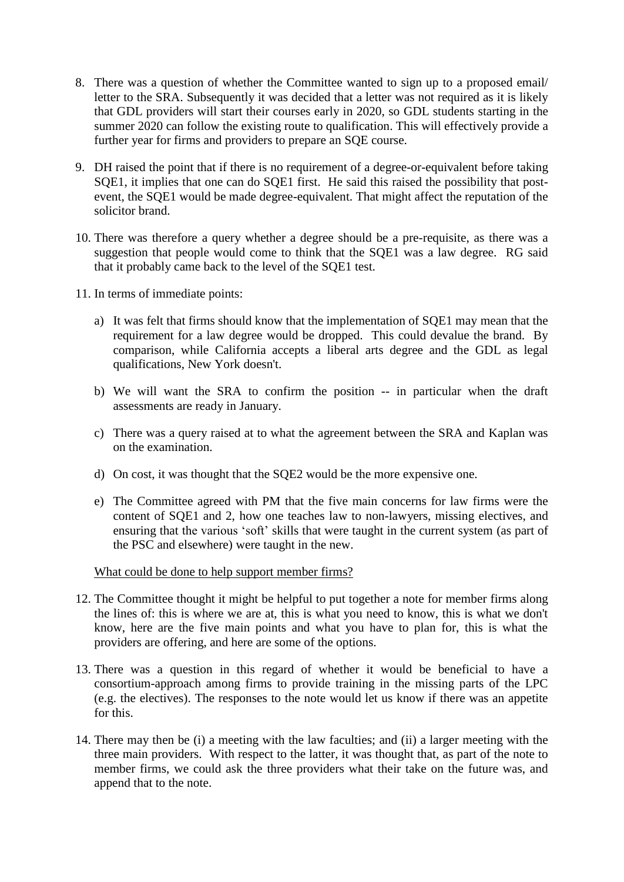8. There was a question of whether the Committee wanted to sign up to a proposed email/ letter to the SRA. Subsequently it was decided that a letter was not required as it is likely that GDL providers will start their courses early in 2020, so GDL students starting in the summer 2020 can follow the existing route to qualification. This will effectively provide a further year for firms and providers to prepare an SQE course.

9. DH raised the point that if there is no requirement of a degree-or-equivalent before taking SQE1, it implies that one can do SQE1 first. He said this raised the possibility that post-event, the SQE1 would be made degree-equivalent. That might affect the reputation of the solicitor brand.

10. There was therefore a query whether a degree should be a pre-requisite, as there was a suggestion that people would come to think that the SQE1 was a law degree. RG said that it probably came back to the level of the SQE1 test.

11. In terms of immediate points:

    a) It was felt that firms should know that the implementation of SQE1 may mean that the requirement for a law degree would be dropped. This could devalue the brand. By comparison, while California accepts a liberal arts degree and the GDL as legal qualifications, New York doesn't.

    b) We will want the SRA to confirm the position -- in particular when the draft assessments are ready in January.

    c) There was a query raised at to what the agreement between the SRA and Kaplan was on the examination.

    d) On cost, it was thought that the SQE2 would be the more expensive one.

    e) The Committee agreed with PM that the five main concerns for law firms were the content of SQE1 and 2, how one teaches law to non-lawyers, missing electives, and ensuring that the various 'soft' skills that were taught in the current system (as part of the PSC and elsewhere) were taught in the new.

<u>What could be done to help support member firms?</u>

12. The Committee thought it might be helpful to put together a note for member firms along the lines of: this is where we are at, this is what you need to know, this is what we don't know, here are the five main points and what you have to plan for, this is what the providers are offering, and here are some of the options.

13. There was a question in this regard of whether it would be beneficial to have a consortium-approach among firms to provide training in the missing parts of the LPC (e.g. the electives). The responses to the note would let us know if there was an appetite for this.

14. There may then be (i) a meeting with the law faculties; and (ii) a larger meeting with the three main providers. With respect to the latter, it was thought that, as part of the note to member firms, we could ask the three providers what their take on the future was, and append that to the note.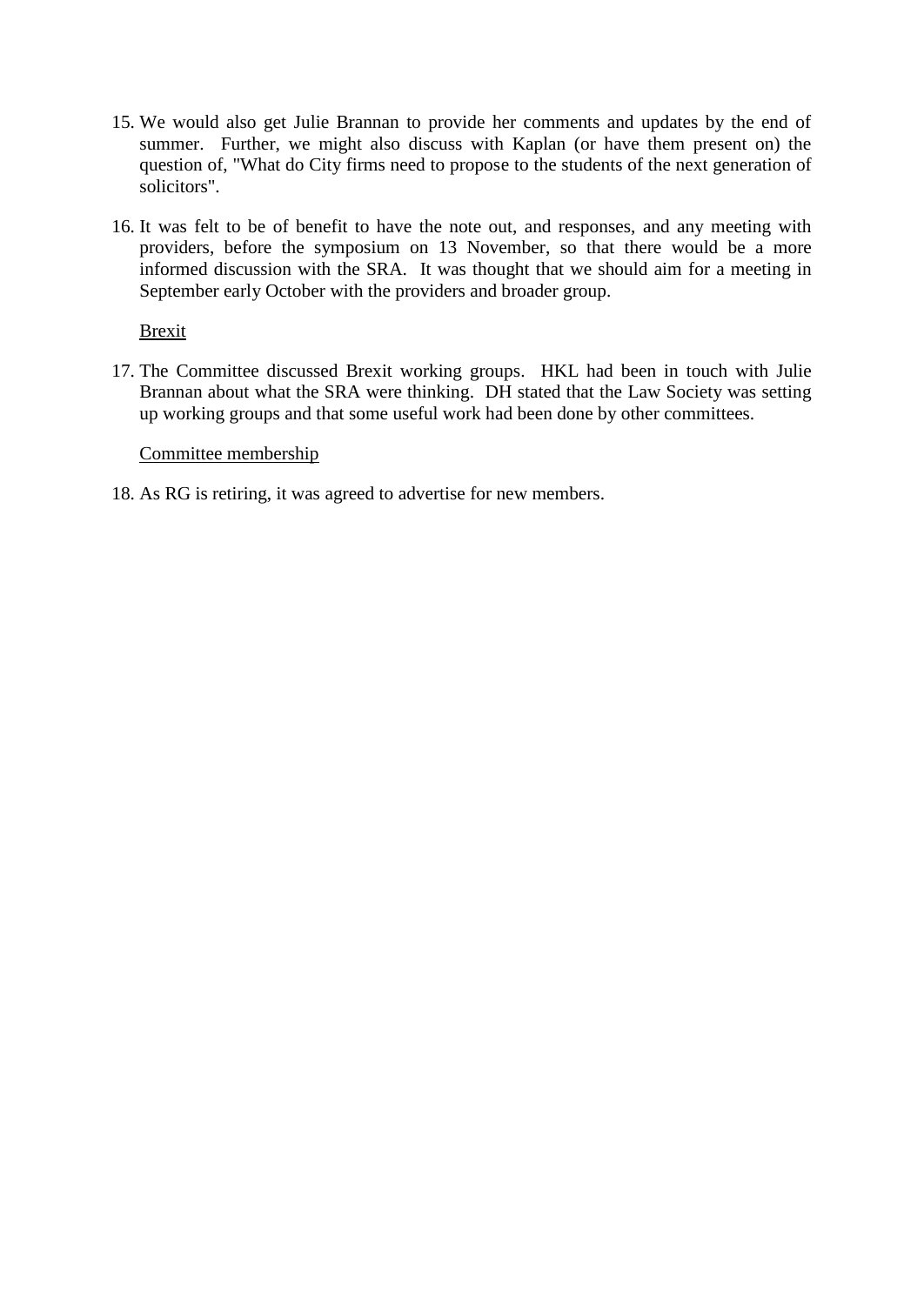15. We would also get Julie Brannan to provide her comments and updates by the end of summer. Further, we might also discuss with Kaplan (or have them present on) the question of, "What do City firms need to propose to the students of the next generation of solicitors".

16. It was felt to be of benefit to have the note out, and responses, and any meeting with providers, before the symposium on 13 November, so that there would be a more informed discussion with the SRA. It was thought that we should aim for a meeting in September early October with the providers and broader group.

<u>Brexit</u>

17. The Committee discussed Brexit working groups. HKL had been in touch with Julie Brannan about what the SRA were thinking. DH stated that the Law Society was setting up working groups and that some useful work had been done by other committees.

<u>Committee membership</u>

18. As RG is retiring, it was agreed to advertise for new members.